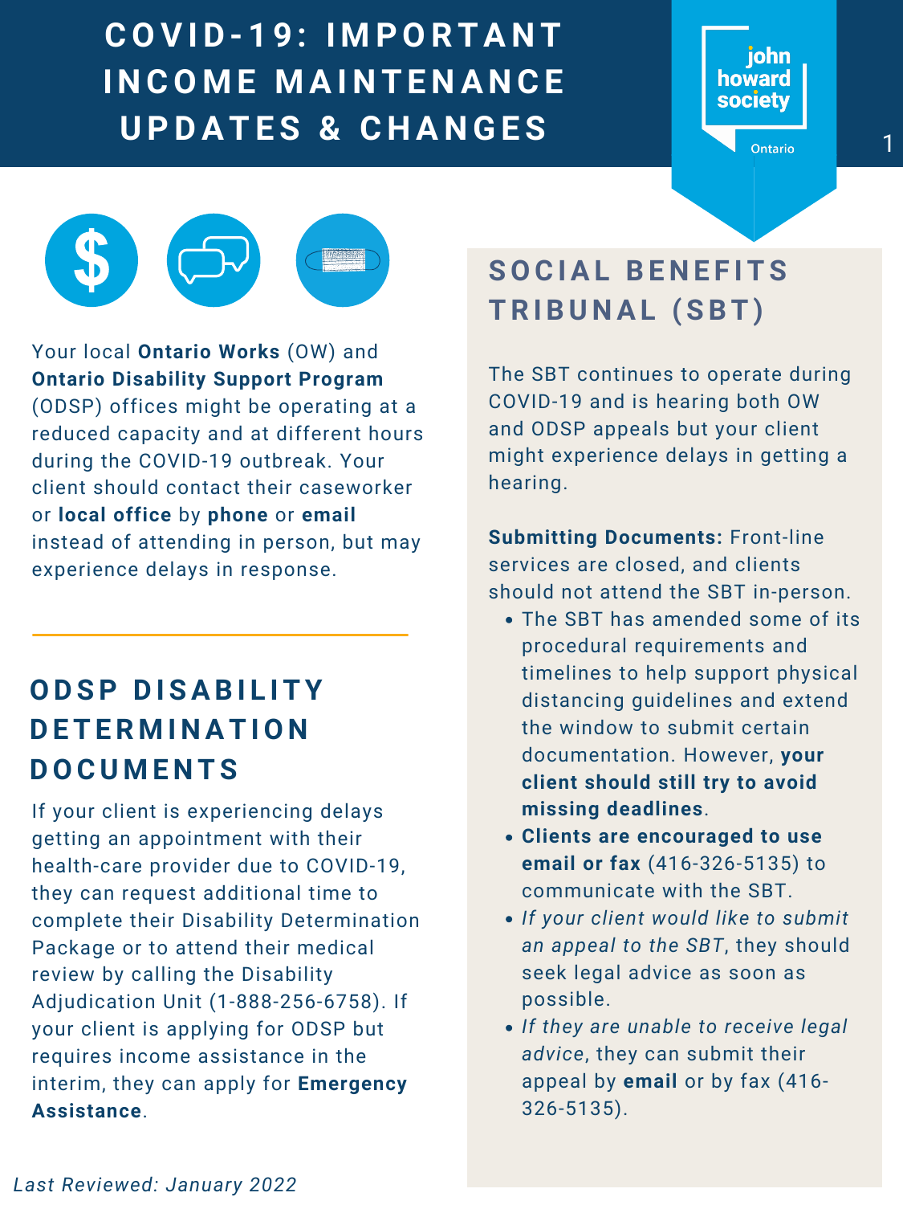# COVID-19: IMPORTANT INCOME MAINTENANCE UPDATES & CHANGES

john howard society Ontario

Your local **Ontario Works** (OW) and **Ontario Disability Support Program** (ODSP) offices might be operating at a reduced capacity and at different hours during the COVID-19 outbreak. Your client should contact their caseworker or **local office** by **phone** or **email** instead of attending in person, but may experience delays in response.

## ODSP DISABILITY DETERMINATION DOCUMENTS

If your client is experiencing delays getting an appointment with their health-care provider due to COVID-19, they can request additional time to complete their Disability Determination Package or to attend their medical review by calling the Disability Adjudication Unit (1-888-256-6758). If your client is applying for ODSP but requires income assistance in the interim, they can apply for **Emergency Assistance**.

*Last Reviewed: January 2022*

## SOCIAL BENEFITS TRIBUNAL (SBT)

The SBT continues to operate during COVID-19 and is hearing both OW and ODSP appeals but your client might experience delays in getting a hearing.

**Submitting Documents:** Front-line services are closed, and clients should not attend the SBT in-person.

- The SBT has amended some of its procedural requirements and timelines to help support physical distancing guidelines and extend the window to submit certain documentation. However, **your client should still try to avoid missing deadlines**.
- **Clients are encouraged to use email or fax** (416-326-5135) to communicate with the SBT.
- *If your client would like to submit an appeal to the SBT*, they should seek legal advice as soon as possible.
- *If they are unable to receive legal advice*, they can submit their appeal by **email** or by fax (416-326-5135).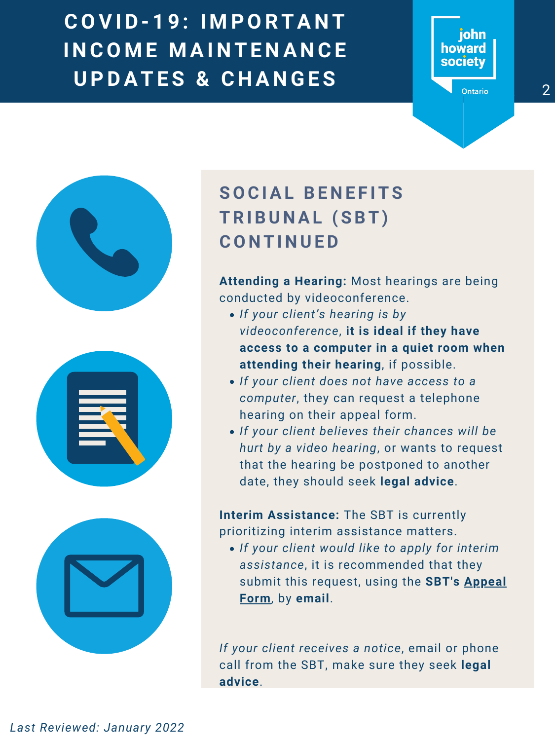# COVID-19: IMPORTANT INCOME MAINTENANCE UPDATES & CHANGES

## SOCIAL BENEFITS TRIBUNAL (SBT) CONTINUED

**Attending a Hearing:** Most hearings are being conducted by videoconference.

- *If your client's hearing is by videoconference*, **it is ideal if they have access to a computer in a quiet room when attending their hearing**, if possible.
- *If your client does not have access to a computer*, they can request a telephone hearing on their appeal form.
- *If your client believes their chances will be hurt by a video hearing*, or wants to request that the hearing be postponed to another date, they should seek **legal advice**.

**Interim Assistance:** The SBT is currently prioritizing interim assistance matters.

- *If your client would like to apply for interim assistance*, it is recommended that they submit this request, using the **SBT's Appeal Form**, by **email**.

*If your client receives a notice*, email or phone call from the SBT, make sure they seek **legal advice**.

*Last Reviewed: January 2022*